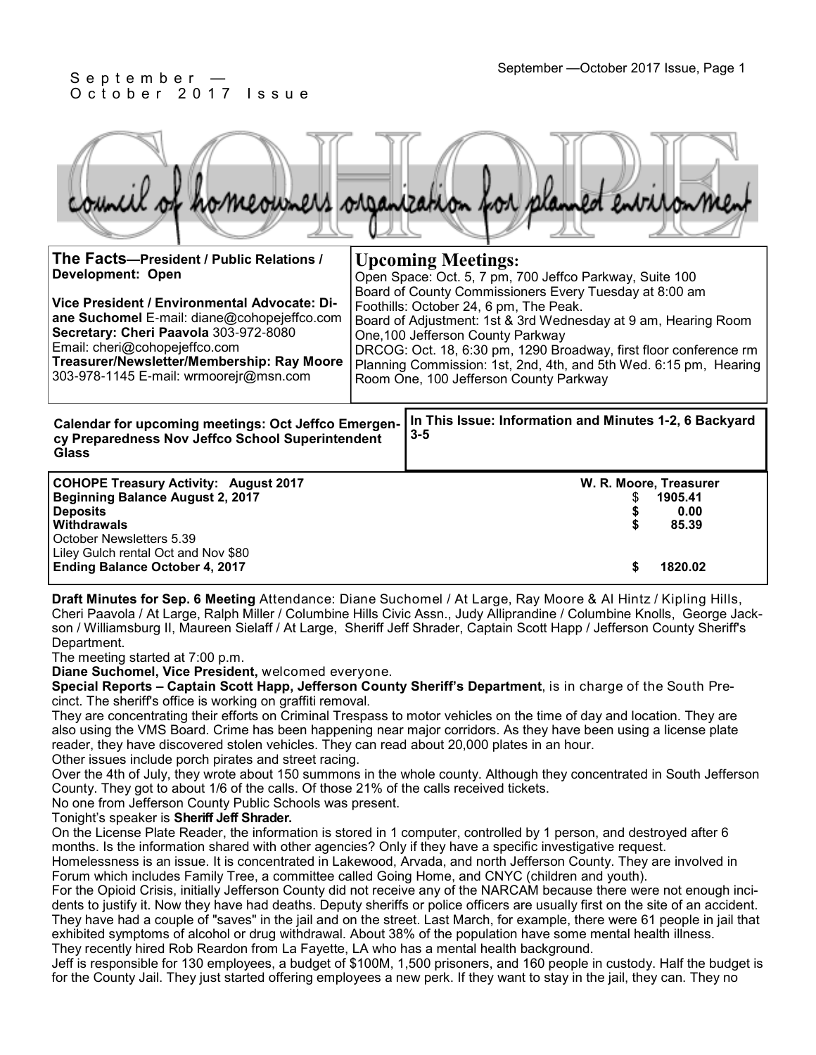September — October 2017 Issue

# COHOPE

council of homeowners organization for planned environment

**The Facts—President / Public Relations / Development: Open**

**Vice President / Environmental Advocate: Diane Suchomel** E-mail: diane@cohopejeffco.com
**Secretary: Cheri Paavola** 303-972-8080
Email: cheri@cohopejeffco.com
**Treasurer/Newsletter/Membership: Ray Moore** 303-978-1145 E-mail: wrmoorejr@msn.com

## Upcoming Meetings:

Open Space: Oct. 5, 7 pm, 700 Jeffco Parkway, Suite 100
Board of County Commissioners Every Tuesday at 8:00 am
Foothills: October 24, 6 pm, The Peak.
Board of Adjustment: 1st & 3rd Wednesday at 9 am, Hearing Room One,100 Jefferson County Parkway
DRCOG: Oct. 18, 6:30 pm, 1290 Broadway, first floor conference rm
Planning Commission: 1st, 2nd, 4th, and 5th Wed. 6:15 pm, Hearing Room One, 100 Jefferson County Parkway

**Calendar for upcoming meetings: Oct Jeffco Emergency Preparedness Nov Jeffco School Superintendent Glass**

**In This Issue: Information and Minutes 1-2, 6 Backyard 3-5**

| **COHOPE Treasury Activity: August 2017** | **W. R. Moore, Treasurer** |
|---|---|
| **Beginning Balance August 2, 2017** | $ **1905.41** |
| **Deposits** | **$ 0.00** |
| **Withdrawals** | **$ 85.39** |
| October Newsletters 5.39 | |
| Liley Gulch rental Oct and Nov $80 | |
| **Ending Balance October 4, 2017** | **$ 1820.02** |

**Draft Minutes for Sep. 6 Meeting** Attendance: Diane Suchomel / At Large, Ray Moore & Al Hintz / Kipling Hills, Cheri Paavola / At Large, Ralph Miller / Columbine Hills Civic Assn., Judy Alliprandine / Columbine Knolls, George Jackson / Williamsburg II, Maureen Sielaff / At Large, Sheriff Jeff Shrader, Captain Scott Happ / Jefferson County Sheriff's Department.

The meeting started at 7:00 p.m.

**Diane Suchomel, Vice President,** welcomed everyone.

**Special Reports – Captain Scott Happ, Jefferson County Sheriff's Department**, is in charge of the South Precinct. The sheriff's office is working on graffiti removal.

They are concentrating their efforts on Criminal Trespass to motor vehicles on the time of day and location. They are also using the VMS Board. Crime has been happening near major corridors. As they have been using a license plate reader, they have discovered stolen vehicles. They can read about 20,000 plates in an hour.

Other issues include porch pirates and street racing.

Over the 4th of July, they wrote about 150 summons in the whole county. Although they concentrated in South Jefferson County. They got to about 1/6 of the calls. Of those 21% of the calls received tickets.

No one from Jefferson County Public Schools was present.

Tonight's speaker is **Sheriff Jeff Shrader.**

On the License Plate Reader, the information is stored in 1 computer, controlled by 1 person, and destroyed after 6 months. Is the information shared with other agencies? Only if they have a specific investigative request.

Homelessness is an issue. It is concentrated in Lakewood, Arvada, and north Jefferson County. They are involved in Forum which includes Family Tree, a committee called Going Home, and CNYC (children and youth).

For the Opioid Crisis, initially Jefferson County did not receive any of the NARCAM because there were not enough incidents to justify it. Now they have had deaths. Deputy sheriffs or police officers are usually first on the site of an accident. They have had a couple of "saves" in the jail and on the street. Last March, for example, there were 61 people in jail that exhibited symptoms of alcohol or drug withdrawal. About 38% of the population have some mental health illness.

They recently hired Rob Reardon from La Fayette, LA who has a mental health background.

Jeff is responsible for 130 employees, a budget of $100M, 1,500 prisoners, and 160 people in custody. Half the budget is for the County Jail. They just started offering employees a new perk. If they want to stay in the jail, they can. They no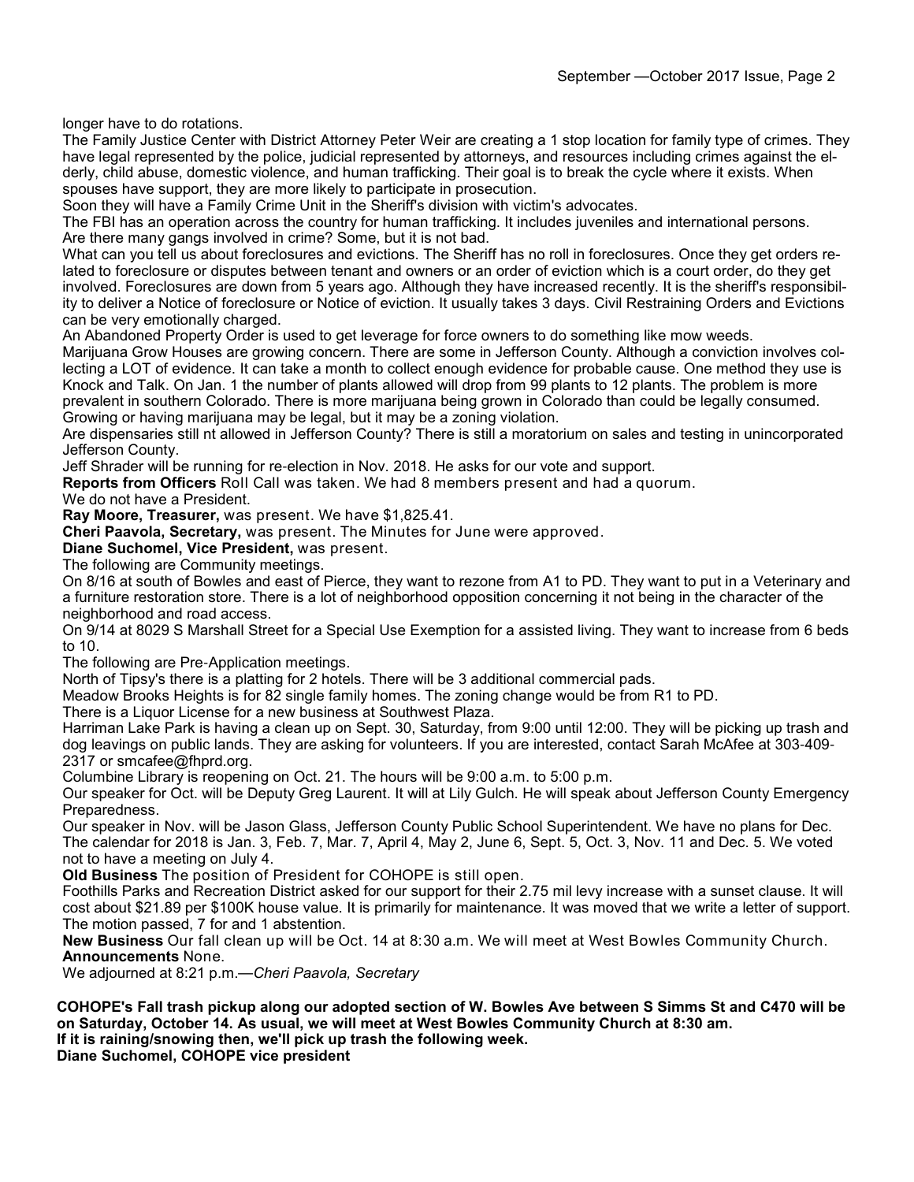longer have to do rotations.

The Family Justice Center with District Attorney Peter Weir are creating a 1 stop location for family type of crimes. They have legal represented by the police, judicial represented by attorneys, and resources including crimes against the elderly, child abuse, domestic violence, and human trafficking. Their goal is to break the cycle where it exists. When spouses have support, they are more likely to participate in prosecution.

Soon they will have a Family Crime Unit in the Sheriff's division with victim's advocates.

The FBI has an operation across the country for human trafficking. It includes juveniles and international persons.

Are there many gangs involved in crime? Some, but it is not bad.

What can you tell us about foreclosures and evictions. The Sheriff has no roll in foreclosures. Once they get orders related to foreclosure or disputes between tenant and owners or an order of eviction which is a court order, do they get involved. Foreclosures are down from 5 years ago. Although they have increased recently. It is the sheriff's responsibility to deliver a Notice of foreclosure or Notice of eviction. It usually takes 3 days. Civil Restraining Orders and Evictions can be very emotionally charged.

An Abandoned Property Order is used to get leverage for force owners to do something like mow weeds.

Marijuana Grow Houses are growing concern. There are some in Jefferson County. Although a conviction involves collecting a LOT of evidence. It can take a month to collect enough evidence for probable cause. One method they use is Knock and Talk. On Jan. 1 the number of plants allowed will drop from 99 plants to 12 plants. The problem is more prevalent in southern Colorado. There is more marijuana being grown in Colorado than could be legally consumed. Growing or having marijuana may be legal, but it may be a zoning violation.

Are dispensaries still nt allowed in Jefferson County? There is still a moratorium on sales and testing in unincorporated Jefferson County.

Jeff Shrader will be running for re-election in Nov. 2018. He asks for our vote and support.

**Reports from Officers** Roll Call was taken. We had 8 members present and had a quorum.

We do not have a President.

**Ray Moore, Treasurer,** was present. We have $1,825.41.

**Cheri Paavola, Secretary,** was present. The Minutes for June were approved.

**Diane Suchomel, Vice President,** was present.

The following are Community meetings.

On 8/16 at south of Bowles and east of Pierce, they want to rezone from A1 to PD. They want to put in a Veterinary and a furniture restoration store. There is a lot of neighborhood opposition concerning it not being in the character of the neighborhood and road access.

On 9/14 at 8029 S Marshall Street for a Special Use Exemption for a assisted living. They want to increase from 6 beds to 10.

The following are Pre-Application meetings.

North of Tipsy's there is a platting for 2 hotels. There will be 3 additional commercial pads.

Meadow Brooks Heights is for 82 single family homes. The zoning change would be from R1 to PD.

There is a Liquor License for a new business at Southwest Plaza.

Harriman Lake Park is having a clean up on Sept. 30, Saturday, from 9:00 until 12:00. They will be picking up trash and dog leavings on public lands. They are asking for volunteers. If you are interested, contact Sarah McAfee at 303-409-2317 or smcafee@fhprd.org.

Columbine Library is reopening on Oct. 21. The hours will be 9:00 a.m. to 5:00 p.m.

Our speaker for Oct. will be Deputy Greg Laurent. It will at Lily Gulch. He will speak about Jefferson County Emergency Preparedness.

Our speaker in Nov. will be Jason Glass, Jefferson County Public School Superintendent. We have no plans for Dec. The calendar for 2018 is Jan. 3, Feb. 7, Mar. 7, April 4, May 2, June 6, Sept. 5, Oct. 3, Nov. 11 and Dec. 5. We voted not to have a meeting on July 4.

**Old Business** The position of President for COHOPE is still open.

Foothills Parks and Recreation District asked for our support for their 2.75 mil levy increase with a sunset clause. It will cost about $21.89 per $100K house value. It is primarily for maintenance. It was moved that we write a letter of support. The motion passed, 7 for and 1 abstention.

**New Business** Our fall clean up will be Oct. 14 at 8:30 a.m. We will meet at West Bowles Community Church.

**Announcements** None.

We adjourned at 8:21 p.m.—*Cheri Paavola, Secretary*

**COHOPE's Fall trash pickup along our adopted section of W. Bowles Ave between S Simms St and C470 will be on Saturday, October 14. As usual, we will meet at West Bowles Community Church at 8:30 am.**
**If it is raining/snowing then, we'll pick up trash the following week.**
**Diane Suchomel, COHOPE vice president**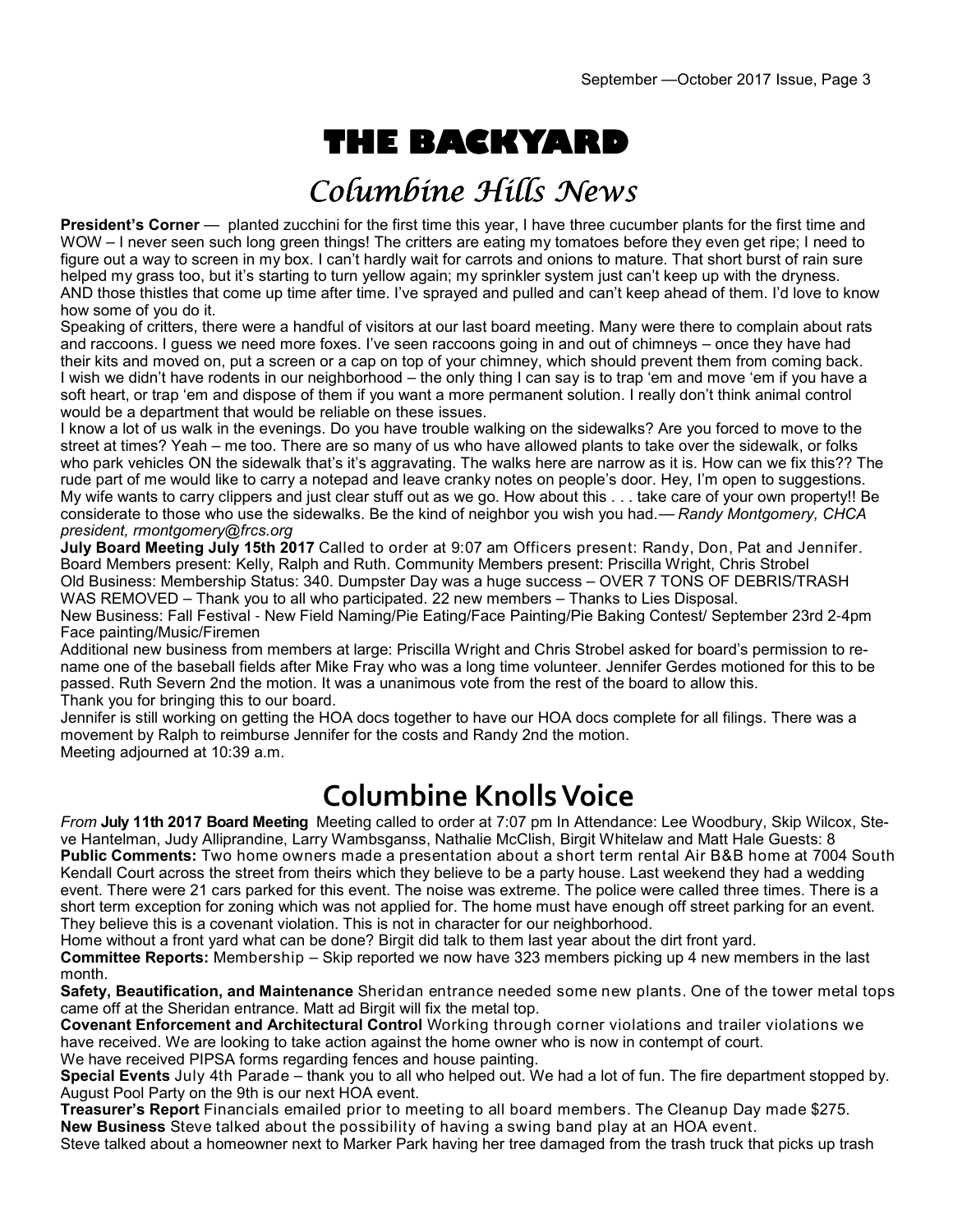# THE BACKYARD

## *Columbine Hills News*

**President's Corner** — planted zucchini for the first time this year, I have three cucumber plants for the first time and WOW – I never seen such long green things! The critters are eating my tomatoes before they even get ripe; I need to figure out a way to screen in my box. I can't hardly wait for carrots and onions to mature. That short burst of rain sure helped my grass too, but it's starting to turn yellow again; my sprinkler system just can't keep up with the dryness. AND those thistles that come up time after time. I've sprayed and pulled and can't keep ahead of them. I'd love to know how some of you do it.

Speaking of critters, there were a handful of visitors at our last board meeting. Many were there to complain about rats and raccoons. I guess we need more foxes. I've seen raccoons going in and out of chimneys – once they have had their kits and moved on, put a screen or a cap on top of your chimney, which should prevent them from coming back. I wish we didn't have rodents in our neighborhood – the only thing I can say is to trap 'em and move 'em if you have a soft heart, or trap 'em and dispose of them if you want a more permanent solution. I really don't think animal control would be a department that would be reliable on these issues.

I know a lot of us walk in the evenings. Do you have trouble walking on the sidewalks? Are you forced to move to the street at times? Yeah – me too. There are so many of us who have allowed plants to take over the sidewalk, or folks who park vehicles ON the sidewalk that's it's aggravating. The walks here are narrow as it is. How can we fix this?? The rude part of me would like to carry a notepad and leave cranky notes on people's door. Hey, I'm open to suggestions. My wife wants to carry clippers and just clear stuff out as we go. How about this . . . take care of your own property!! Be considerate to those who use the sidewalks. Be the kind of neighbor you wish you had.— *Randy Montgomery, CHCA president, rmontgomery@frcs.org*

**July Board Meeting July 15th 2017** Called to order at 9:07 am Officers present: Randy, Don, Pat and Jennifer. Board Members present: Kelly, Ralph and Ruth. Community Members present: Priscilla Wright, Chris Strobel

Old Business: Membership Status: 340. Dumpster Day was a huge success – OVER 7 TONS OF DEBRIS/TRASH WAS REMOVED – Thank you to all who participated. 22 new members – Thanks to Lies Disposal.

New Business: Fall Festival - New Field Naming/Pie Eating/Face Painting/Pie Baking Contest/ September 23rd 2-4pm Face painting/Music/Firemen

Additional new business from members at large: Priscilla Wright and Chris Strobel asked for board's permission to re-name one of the baseball fields after Mike Fray who was a long time volunteer. Jennifer Gerdes motioned for this to be passed. Ruth Severn 2nd the motion. It was a unanimous vote from the rest of the board to allow this.

Thank you for bringing this to our board.

Jennifer is still working on getting the HOA docs together to have our HOA docs complete for all filings. There was a movement by Ralph to reimburse Jennifer for the costs and Randy 2nd the motion.

Meeting adjourned at 10:39 a.m.

## Columbine Knolls Voice

*From* **July 11th 2017 Board Meeting** Meeting called to order at 7:07 pm In Attendance: Lee Woodbury, Skip Wilcox, Steve Hantelman, Judy Alliprandine, Larry Wambsganss, Nathalie McClish, Birgit Whitelaw and Matt Hale Guests: 8

**Public Comments:** Two home owners made a presentation about a short term rental Air B&B home at 7004 South Kendall Court across the street from theirs which they believe to be a party house. Last weekend they had a wedding event. There were 21 cars parked for this event. The noise was extreme. The police were called three times. There is a short term exception for zoning which was not applied for. The home must have enough off street parking for an event. They believe this is a covenant violation. This is not in character for our neighborhood.

Home without a front yard what can be done? Birgit did talk to them last year about the dirt front yard.

**Committee Reports:** Membership – Skip reported we now have 323 members picking up 4 new members in the last month.

**Safety, Beautification, and Maintenance** Sheridan entrance needed some new plants. One of the tower metal tops came off at the Sheridan entrance. Matt ad Birgit will fix the metal top.

**Covenant Enforcement and Architectural Control** Working through corner violations and trailer violations we have received. We are looking to take action against the home owner who is now in contempt of court.

We have received PIPSA forms regarding fences and house painting.

**Special Events** July 4th Parade – thank you to all who helped out. We had a lot of fun. The fire department stopped by. August Pool Party on the 9th is our next HOA event.

**Treasurer's Report** Financials emailed prior to meeting to all board members. The Cleanup Day made $275.

**New Business** Steve talked about the possibility of having a swing band play at an HOA event.

Steve talked about a homeowner next to Marker Park having her tree damaged from the trash truck that picks up trash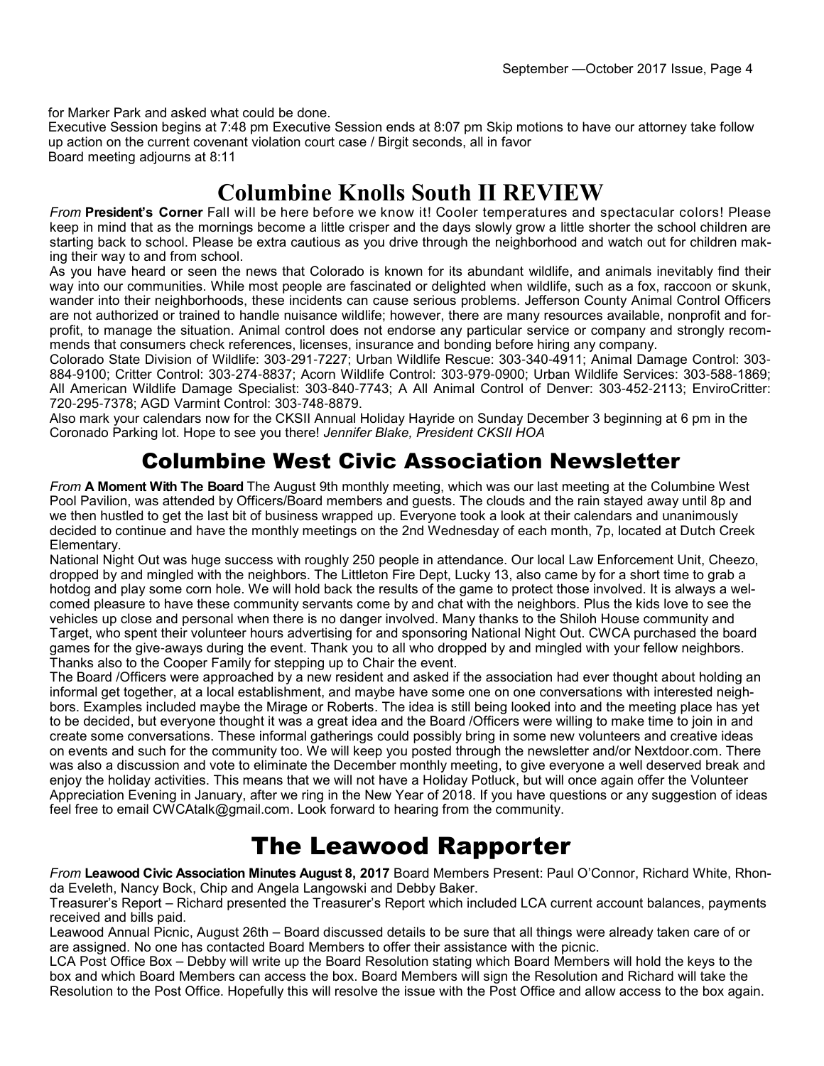for Marker Park and asked what could be done.

Executive Session begins at 7:48 pm Executive Session ends at 8:07 pm Skip motions to have our attorney take follow up action on the current covenant violation court case / Birgit seconds, all in favor

Board meeting adjourns at 8:11

# Columbine Knolls South II REVIEW

*From* **President's Corner** Fall will be here before we know it! Cooler temperatures and spectacular colors! Please keep in mind that as the mornings become a little crisper and the days slowly grow a little shorter the school children are starting back to school. Please be extra cautious as you drive through the neighborhood and watch out for children making their way to and from school.

As you have heard or seen the news that Colorado is known for its abundant wildlife, and animals inevitably find their way into our communities. While most people are fascinated or delighted when wildlife, such as a fox, raccoon or skunk, wander into their neighborhoods, these incidents can cause serious problems. Jefferson County Animal Control Officers are not authorized or trained to handle nuisance wildlife; however, there are many resources available, nonprofit and for-profit, to manage the situation. Animal control does not endorse any particular service or company and strongly recommends that consumers check references, licenses, insurance and bonding before hiring any company.

Colorado State Division of Wildlife: 303-291-7227; Urban Wildlife Rescue: 303-340-4911; Animal Damage Control: 303-884-9100; Critter Control: 303-274-8837; Acorn Wildlife Control: 303-979-0900; Urban Wildlife Services: 303-588-1869; All American Wildlife Damage Specialist: 303-840-7743; A All Animal Control of Denver: 303-452-2113; EnviroCritter: 720-295-7378; AGD Varmint Control: 303-748-8879.

Also mark your calendars now for the CKSII Annual Holiday Hayride on Sunday December 3 beginning at 6 pm in the Coronado Parking lot. Hope to see you there! *Jennifer Blake, President CKSII HOA*

# Columbine West Civic Association Newsletter

*From* **A Moment With The Board** The August 9th monthly meeting, which was our last meeting at the Columbine West Pool Pavilion, was attended by Officers/Board members and guests. The clouds and the rain stayed away until 8p and we then hustled to get the last bit of business wrapped up. Everyone took a look at their calendars and unanimously decided to continue and have the monthly meetings on the 2nd Wednesday of each month, 7p, located at Dutch Creek Elementary.

National Night Out was huge success with roughly 250 people in attendance. Our local Law Enforcement Unit, Cheezo, dropped by and mingled with the neighbors. The Littleton Fire Dept, Lucky 13, also came by for a short time to grab a hotdog and play some corn hole. We will hold back the results of the game to protect those involved. It is always a welcomed pleasure to have these community servants come by and chat with the neighbors. Plus the kids love to see the vehicles up close and personal when there is no danger involved. Many thanks to the Shiloh House community and Target, who spent their volunteer hours advertising for and sponsoring National Night Out. CWCA purchased the board games for the give-aways during the event. Thank you to all who dropped by and mingled with your fellow neighbors. Thanks also to the Cooper Family for stepping up to Chair the event.

The Board /Officers were approached by a new resident and asked if the association had ever thought about holding an informal get together, at a local establishment, and maybe have some one on one conversations with interested neighbors. Examples included maybe the Mirage or Roberts. The idea is still being looked into and the meeting place has yet to be decided, but everyone thought it was a great idea and the Board /Officers were willing to make time to join in and create some conversations. These informal gatherings could possibly bring in some new volunteers and creative ideas on events and such for the community too. We will keep you posted through the newsletter and/or Nextdoor.com. There was also a discussion and vote to eliminate the December monthly meeting, to give everyone a well deserved break and enjoy the holiday activities. This means that we will not have a Holiday Potluck, but will once again offer the Volunteer Appreciation Evening in January, after we ring in the New Year of 2018. If you have questions or any suggestion of ideas feel free to email CWCAtalk@gmail.com. Look forward to hearing from the community.

# The Leawood Rapporter

*From* **Leawood Civic Association Minutes August 8, 2017** Board Members Present: Paul O'Connor, Richard White, Rhonda Eveleth, Nancy Bock, Chip and Angela Langowski and Debby Baker.

Treasurer's Report – Richard presented the Treasurer's Report which included LCA current account balances, payments received and bills paid.

Leawood Annual Picnic, August 26th – Board discussed details to be sure that all things were already taken care of or are assigned. No one has contacted Board Members to offer their assistance with the picnic.

LCA Post Office Box – Debby will write up the Board Resolution stating which Board Members will hold the keys to the box and which Board Members can access the box. Board Members will sign the Resolution and Richard will take the Resolution to the Post Office. Hopefully this will resolve the issue with the Post Office and allow access to the box again.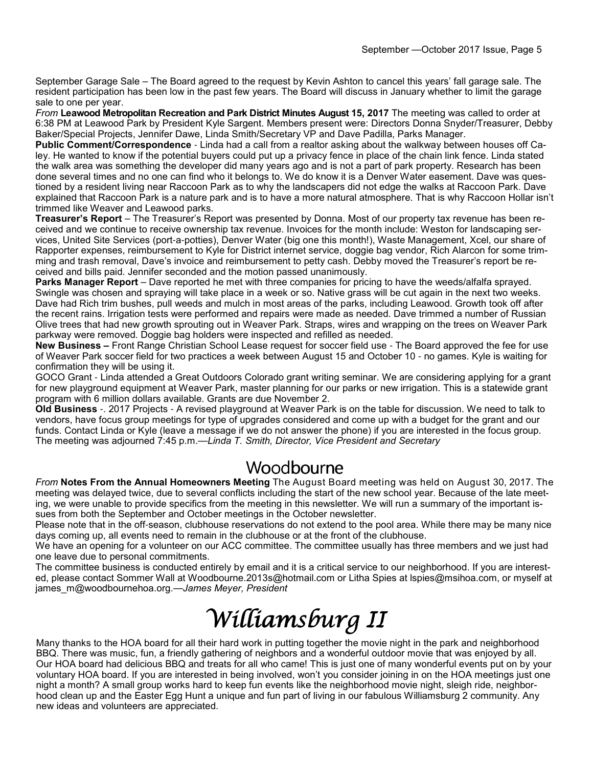September Garage Sale – The Board agreed to the request by Kevin Ashton to cancel this years' fall garage sale. The resident participation has been low in the past few years. The Board will discuss in January whether to limit the garage sale to one per year.

*From* **Leawood Metropolitan Recreation and Park District Minutes August 15, 2017** The meeting was called to order at 6:38 PM at Leawood Park by President Kyle Sargent. Members present were: Directors Donna Snyder/Treasurer, Debby Baker/Special Projects, Jennifer Dawe, Linda Smith/Secretary VP and Dave Padilla, Parks Manager.

**Public Comment/Correspondence** - Linda had a call from a realtor asking about the walkway between houses off Caley. He wanted to know if the potential buyers could put up a privacy fence in place of the chain link fence. Linda stated the walk area was something the developer did many years ago and is not a part of park property. Research has been done several times and no one can find who it belongs to. We do know it is a Denver Water easement. Dave was questioned by a resident living near Raccoon Park as to why the landscapers did not edge the walks at Raccoon Park. Dave explained that Raccoon Park is a nature park and is to have a more natural atmosphere. That is why Raccoon Hollar isn't trimmed like Weaver and Leawood parks.

**Treasurer's Report** – The Treasurer's Report was presented by Donna. Most of our property tax revenue has been received and we continue to receive ownership tax revenue. Invoices for the month include: Weston for landscaping services, United Site Services (port-a-potties), Denver Water (big one this month!), Waste Management, Xcel, our share of Rapporter expenses, reimbursement to Kyle for District internet service, doggie bag vendor, Rich Alarcon for some trimming and trash removal, Dave's invoice and reimbursement to petty cash. Debby moved the Treasurer's report be received and bills paid. Jennifer seconded and the motion passed unanimously.

**Parks Manager Report** – Dave reported he met with three companies for pricing to have the weeds/alfalfa sprayed. Swingle was chosen and spraying will take place in a week or so. Native grass will be cut again in the next two weeks. Dave had Rich trim bushes, pull weeds and mulch in most areas of the parks, including Leawood. Growth took off after the recent rains. Irrigation tests were performed and repairs were made as needed. Dave trimmed a number of Russian Olive trees that had new growth sprouting out in Weaver Park. Straps, wires and wrapping on the trees on Weaver Park parkway were removed. Doggie bag holders were inspected and refilled as needed.

**New Business –** Front Range Christian School Lease request for soccer field use - The Board approved the fee for use of Weaver Park soccer field for two practices a week between August 15 and October 10 - no games. Kyle is waiting for confirmation they will be using it.

GOCO Grant - Linda attended a Great Outdoors Colorado grant writing seminar. We are considering applying for a grant for new playground equipment at Weaver Park, master planning for our parks or new irrigation. This is a statewide grant program with 6 million dollars available. Grants are due November 2.

**Old Business** -. 2017 Projects - A revised playground at Weaver Park is on the table for discussion. We need to talk to vendors, have focus group meetings for type of upgrades considered and come up with a budget for the grant and our funds. Contact Linda or Kyle (leave a message if we do not answer the phone) if you are interested in the focus group. The meeting was adjourned 7:45 p.m.—*Linda T. Smith, Director, Vice President and Secretary*

## Woodbourne

*From* **Notes From the Annual Homeowners Meeting** The August Board meeting was held on August 30, 2017. The meeting was delayed twice, due to several conflicts including the start of the new school year. Because of the late meeting, we were unable to provide specifics from the meeting in this newsletter. We will run a summary of the important issues from both the September and October meetings in the October newsletter.

Please note that in the off-season, clubhouse reservations do not extend to the pool area. While there may be many nice days coming up, all events need to remain in the clubhouse or at the front of the clubhouse.

We have an opening for a volunteer on our ACC committee. The committee usually has three members and we just had one leave due to personal commitments.

The committee business is conducted entirely by email and it is a critical service to our neighborhood. If you are interested, please contact Sommer Wall at Woodbourne.2013s@hotmail.com or Litha Spies at lspies@msihoa.com, or myself at james_m@woodbournehoa.org.—*James Meyer, President*

## Williamsburg II

Many thanks to the HOA board for all their hard work in putting together the movie night in the park and neighborhood BBQ. There was music, fun, a friendly gathering of neighbors and a wonderful outdoor movie that was enjoyed by all. Our HOA board had delicious BBQ and treats for all who came! This is just one of many wonderful events put on by your voluntary HOA board. If you are interested in being involved, won't you consider joining in on the HOA meetings just one night a month? A small group works hard to keep fun events like the neighborhood movie night, sleigh ride, neighborhood clean up and the Easter Egg Hunt a unique and fun part of living in our fabulous Williamsburg 2 community. Any new ideas and volunteers are appreciated.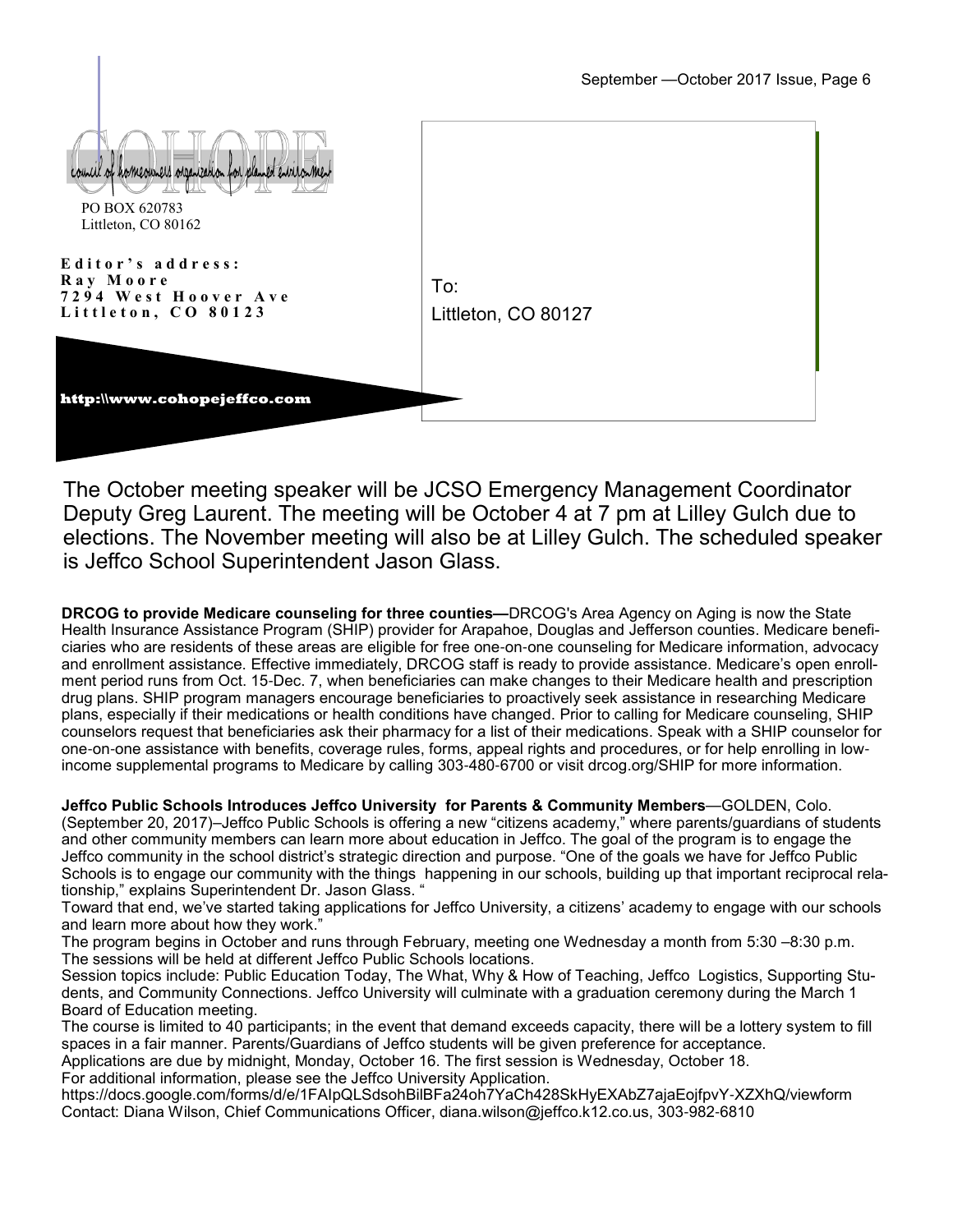COHOPE

council of homeowners organization for planned environment

PO BOX 620783
Littleton, CO 80162

**Editor's address:**
**Ray Moore**
**7294 West Hoover Ave**
**Littleton, CO 80123**

**http:\\www.cohopejeffco.com**

To:
Littleton, CO 80127

The October meeting speaker will be JCSO Emergency Management Coordinator Deputy Greg Laurent. The meeting will be October 4 at 7 pm at Lilley Gulch due to elections. The November meeting will also be at Lilley Gulch. The scheduled speaker is Jeffco School Superintendent Jason Glass.

**DRCOG to provide Medicare counseling for three counties—**DRCOG's Area Agency on Aging is now the State Health Insurance Assistance Program (SHIP) provider for Arapahoe, Douglas and Jefferson counties. Medicare beneficiaries who are residents of these areas are eligible for free one-on-one counseling for Medicare information, advocacy and enrollment assistance. Effective immediately, DRCOG staff is ready to provide assistance. Medicare's open enrollment period runs from Oct. 15-Dec. 7, when beneficiaries can make changes to their Medicare health and prescription drug plans. SHIP program managers encourage beneficiaries to proactively seek assistance in researching Medicare plans, especially if their medications or health conditions have changed. Prior to calling for Medicare counseling, SHIP counselors request that beneficiaries ask their pharmacy for a list of their medications. Speak with a SHIP counselor for one-on-one assistance with benefits, coverage rules, forms, appeal rights and procedures, or for help enrolling in low-income supplemental programs to Medicare by calling 303-480-6700 or visit drcog.org/SHIP for more information.

**Jeffco Public Schools Introduces Jeffco University for Parents & Community Members**—GOLDEN, Colo. (September 20, 2017)–Jeffco Public Schools is offering a new "citizens academy," where parents/guardians of students and other community members can learn more about education in Jeffco. The goal of the program is to engage the Jeffco community in the school district's strategic direction and purpose. "One of the goals we have for Jeffco Public Schools is to engage our community with the things happening in our schools, building up that important reciprocal relationship," explains Superintendent Dr. Jason Glass. "
Toward that end, we've started taking applications for Jeffco University, a citizens' academy to engage with our schools and learn more about how they work."
The program begins in October and runs through February, meeting one Wednesday a month from 5:30 –8:30 p.m. The sessions will be held at different Jeffco Public Schools locations.
Session topics include: Public Education Today, The What, Why & How of Teaching, Jeffco Logistics, Supporting Students, and Community Connections. Jeffco University will culminate with a graduation ceremony during the March 1 Board of Education meeting.
The course is limited to 40 participants; in the event that demand exceeds capacity, there will be a lottery system to fill spaces in a fair manner. Parents/Guardians of Jeffco students will be given preference for acceptance.
Applications are due by midnight, Monday, October 16. The first session is Wednesday, October 18.
For additional information, please see the Jeffco University Application.
https://docs.google.com/forms/d/e/1FAIpQLSdsohBilBFa24oh7YaCh428SkHyEXAbZ7ajaEojfpvY-XZXhQ/viewform
Contact: Diana Wilson, Chief Communications Officer, diana.wilson@jeffco.k12.co.us, 303-982-6810